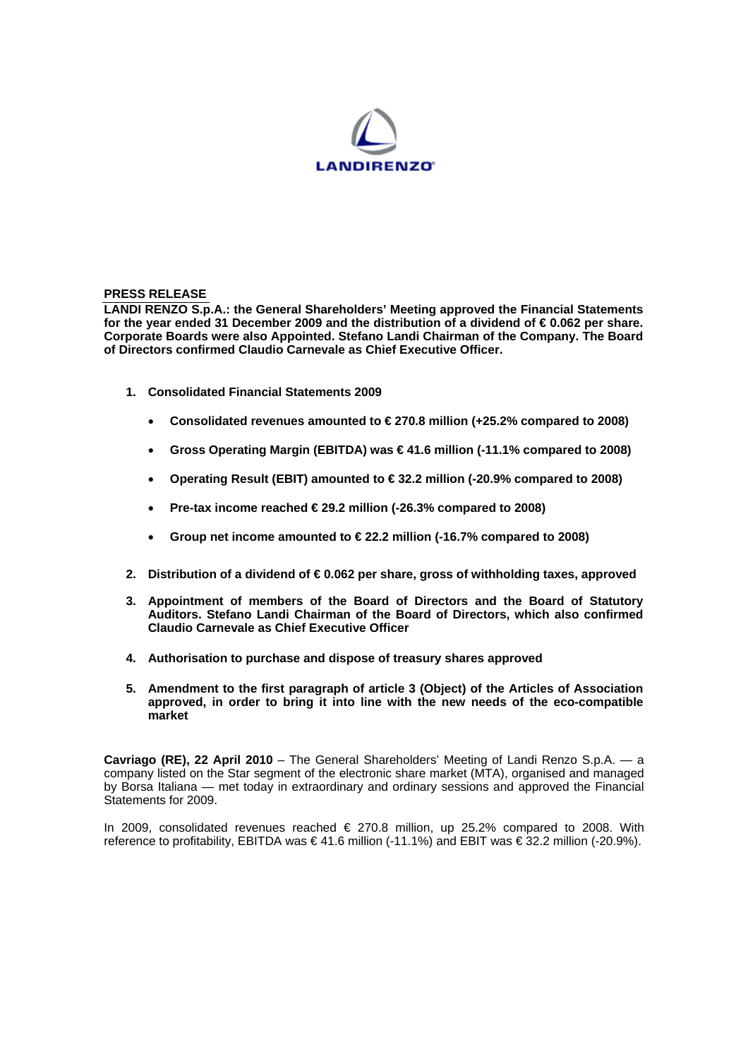LANDIRENZO

**PRESS RELEASE**

**LANDI RENZO S.p.A.: the General Shareholders' Meeting approved the Financial Statements for the year ended 31 December 2009 and the distribution of a dividend of € 0.062 per share. Corporate Boards were also Appointed. Stefano Landi Chairman of the Company. The Board of Directors confirmed Claudio Carnevale as Chief Executive Officer.**

1. **Consolidated Financial Statements 2009**
   - **Consolidated revenues amounted to € 270.8 million (+25.2% compared to 2008)**
   - **Gross Operating Margin (EBITDA) was € 41.6 million (-11.1% compared to 2008)**
   - **Operating Result (EBIT) amounted to € 32.2 million (-20.9% compared to 2008)**
   - **Pre-tax income reached € 29.2 million (-26.3% compared to 2008)**
   - **Group net income amounted to € 22.2 million (-16.7% compared to 2008)**
2. **Distribution of a dividend of € 0.062 per share, gross of withholding taxes, approved**
3. **Appointment of members of the Board of Directors and the Board of Statutory Auditors. Stefano Landi Chairman of the Board of Directors, which also confirmed Claudio Carnevale as Chief Executive Officer**
4. **Authorisation to purchase and dispose of treasury shares approved**
5. **Amendment to the first paragraph of article 3 (Object) of the Articles of Association approved, in order to bring it into line with the new needs of the eco-compatible market**

**Cavriago (RE), 22 April 2010** – The General Shareholders' Meeting of Landi Renzo S.p.A. — a company listed on the Star segment of the electronic share market (MTA), organised and managed by Borsa Italiana — met today in extraordinary and ordinary sessions and approved the Financial Statements for 2009.

In 2009, consolidated revenues reached € 270.8 million, up 25.2% compared to 2008. With reference to profitability, EBITDA was € 41.6 million (-11.1%) and EBIT was € 32.2 million (-20.9%).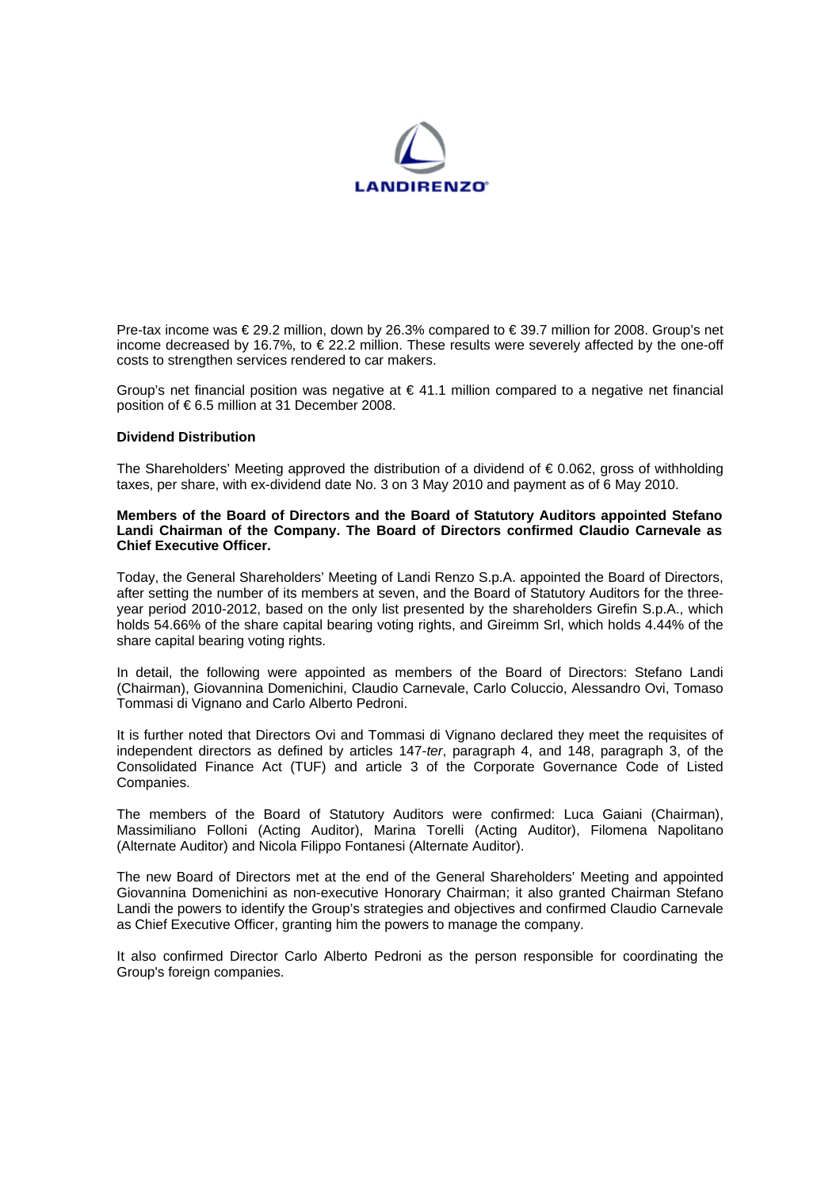Pre-tax income was € 29.2 million, down by 26.3% compared to € 39.7 million for 2008. Group's net income decreased by 16.7%, to € 22.2 million. These results were severely affected by the one-off costs to strengthen services rendered to car makers.

Group's net financial position was negative at € 41.1 million compared to a negative net financial position of € 6.5 million at 31 December 2008.

**Dividend Distribution**

The Shareholders' Meeting approved the distribution of a dividend of € 0.062, gross of withholding taxes, per share, with ex-dividend date No. 3 on 3 May 2010 and payment as of 6 May 2010.

**Members of the Board of Directors and the Board of Statutory Auditors appointed Stefano Landi Chairman of the Company. The Board of Directors confirmed Claudio Carnevale as Chief Executive Officer.**

Today, the General Shareholders' Meeting of Landi Renzo S.p.A. appointed the Board of Directors, after setting the number of its members at seven, and the Board of Statutory Auditors for the three-year period 2010-2012, based on the only list presented by the shareholders Girefin S.p.A., which holds 54.66% of the share capital bearing voting rights, and Gireimm Srl, which holds 4.44% of the share capital bearing voting rights.

In detail, the following were appointed as members of the Board of Directors: Stefano Landi (Chairman), Giovannina Domenichini, Claudio Carnevale, Carlo Coluccio, Alessandro Ovi, Tomaso Tommasi di Vignano and Carlo Alberto Pedroni.

It is further noted that Directors Ovi and Tommasi di Vignano declared they meet the requisites of independent directors as defined by articles 147-*ter*, paragraph 4, and 148, paragraph 3, of the Consolidated Finance Act (TUF) and article 3 of the Corporate Governance Code of Listed Companies.

The members of the Board of Statutory Auditors were confirmed: Luca Gaiani (Chairman), Massimiliano Folloni (Acting Auditor), Marina Torelli (Acting Auditor), Filomena Napolitano (Alternate Auditor) and Nicola Filippo Fontanesi (Alternate Auditor).

The new Board of Directors met at the end of the General Shareholders' Meeting and appointed Giovannina Domenichini as non-executive Honorary Chairman; it also granted Chairman Stefano Landi the powers to identify the Group's strategies and objectives and confirmed Claudio Carnevale as Chief Executive Officer, granting him the powers to manage the company.

It also confirmed Director Carlo Alberto Pedroni as the person responsible for coordinating the Group's foreign companies.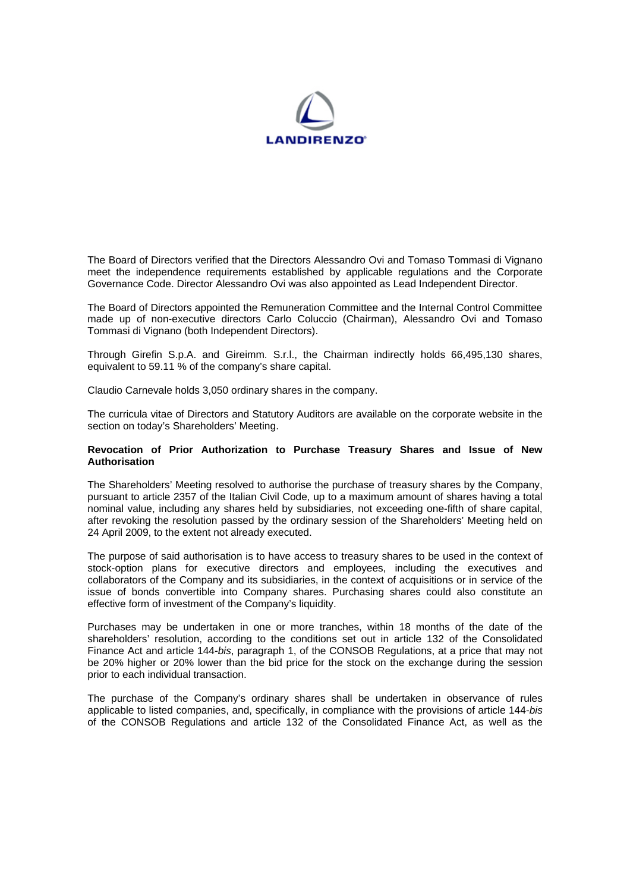The Board of Directors verified that the Directors Alessandro Ovi and Tomaso Tommasi di Vignano meet the independence requirements established by applicable regulations and the Corporate Governance Code. Director Alessandro Ovi was also appointed as Lead Independent Director.

The Board of Directors appointed the Remuneration Committee and the Internal Control Committee made up of non-executive directors Carlo Coluccio (Chairman), Alessandro Ovi and Tomaso Tommasi di Vignano (both Independent Directors).

Through Girefin S.p.A. and Gireimm. S.r.l., the Chairman indirectly holds 66,495,130 shares, equivalent to 59.11 % of the company's share capital.

Claudio Carnevale holds 3,050 ordinary shares in the company.

The curricula vitae of Directors and Statutory Auditors are available on the corporate website in the section on today's Shareholders' Meeting.

**Revocation of Prior Authorization to Purchase Treasury Shares and Issue of New Authorisation**

The Shareholders' Meeting resolved to authorise the purchase of treasury shares by the Company, pursuant to article 2357 of the Italian Civil Code, up to a maximum amount of shares having a total nominal value, including any shares held by subsidiaries, not exceeding one-fifth of share capital, after revoking the resolution passed by the ordinary session of the Shareholders' Meeting held on 24 April 2009, to the extent not already executed.

The purpose of said authorisation is to have access to treasury shares to be used in the context of stock-option plans for executive directors and employees, including the executives and collaborators of the Company and its subsidiaries, in the context of acquisitions or in service of the issue of bonds convertible into Company shares. Purchasing shares could also constitute an effective form of investment of the Company's liquidity.

Purchases may be undertaken in one or more tranches, within 18 months of the date of the shareholders' resolution, according to the conditions set out in article 132 of the Consolidated Finance Act and article 144-*bis*, paragraph 1, of the CONSOB Regulations, at a price that may not be 20% higher or 20% lower than the bid price for the stock on the exchange during the session prior to each individual transaction.

The purchase of the Company's ordinary shares shall be undertaken in observance of rules applicable to listed companies, and, specifically, in compliance with the provisions of article 144-*bis* of the CONSOB Regulations and article 132 of the Consolidated Finance Act, as well as the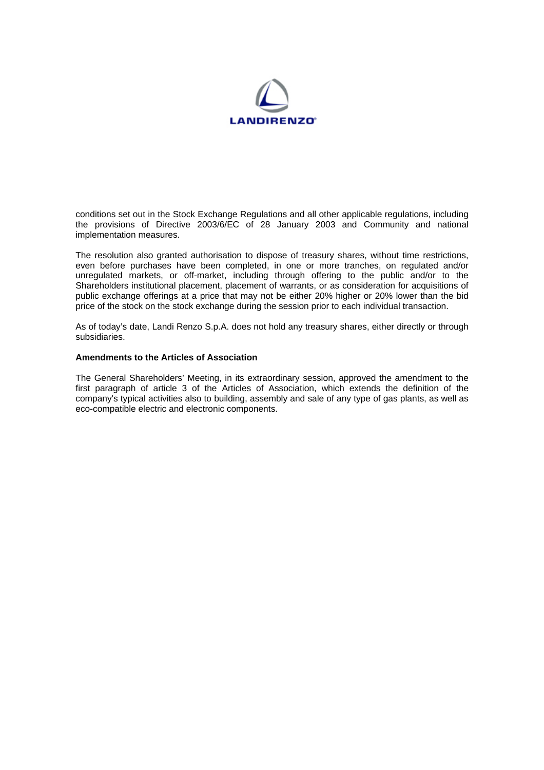conditions set out in the Stock Exchange Regulations and all other applicable regulations, including the provisions of Directive 2003/6/EC of 28 January 2003 and Community and national implementation measures.

The resolution also granted authorisation to dispose of treasury shares, without time restrictions, even before purchases have been completed, in one or more tranches, on regulated and/or unregulated markets, or off-market, including through offering to the public and/or to the Shareholders institutional placement, placement of warrants, or as consideration for acquisitions of public exchange offerings at a price that may not be either 20% higher or 20% lower than the bid price of the stock on the stock exchange during the session prior to each individual transaction.

As of today's date, Landi Renzo S.p.A. does not hold any treasury shares, either directly or through subsidiaries.

**Amendments to the Articles of Association**

The General Shareholders' Meeting, in its extraordinary session, approved the amendment to the first paragraph of article 3 of the Articles of Association, which extends the definition of the company's typical activities also to building, assembly and sale of any type of gas plants, as well as eco-compatible electric and electronic components.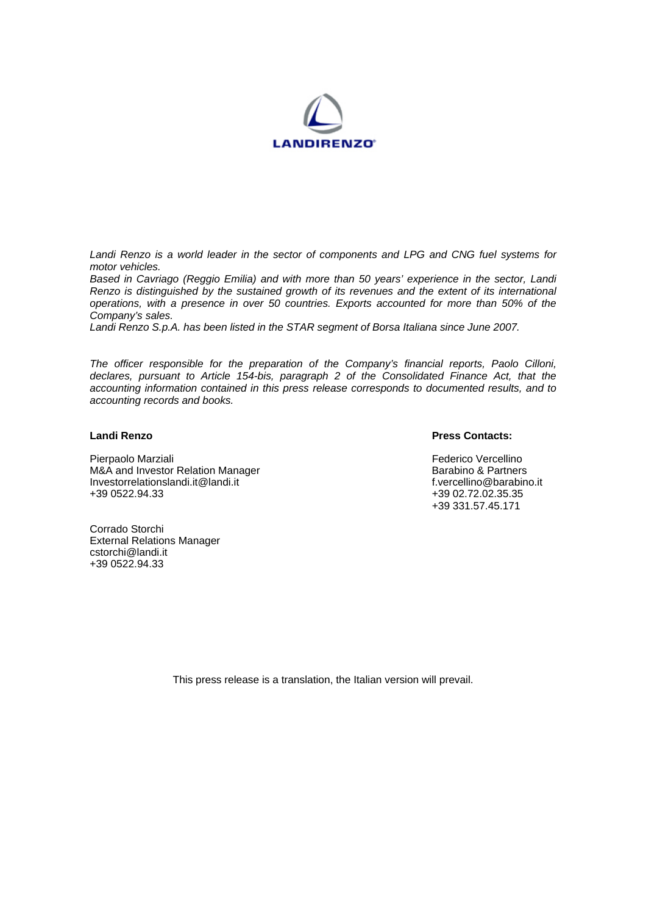LANDIRENZO

*Landi Renzo is a world leader in the sector of components and LPG and CNG fuel systems for motor vehicles.*
*Based in Cavriago (Reggio Emilia) and with more than 50 years' experience in the sector, Landi Renzo is distinguished by the sustained growth of its revenues and the extent of its international operations, with a presence in over 50 countries. Exports accounted for more than 50% of the Company's sales.*
*Landi Renzo S.p.A. has been listed in the STAR segment of Borsa Italiana since June 2007.*

*The officer responsible for the preparation of the Company's financial reports, Paolo Cilloni, declares, pursuant to Article 154-bis, paragraph 2 of the Consolidated Finance Act, that the accounting information contained in this press release corresponds to documented results, and to accounting records and books.*

**Landi Renzo**

Pierpaolo Marziali
M&A and Investor Relation Manager
Investorrelationslandi.it@landi.it
+39 0522.94.33

Corrado Storchi
External Relations Manager
cstorchi@landi.it
+39 0522.94.33

**Press Contacts:**

Federico Vercellino
Barabino & Partners
f.vercellino@barabino.it
+39 02.72.02.35.35
+39 331.57.45.171

This press release is a translation, the Italian version will prevail.